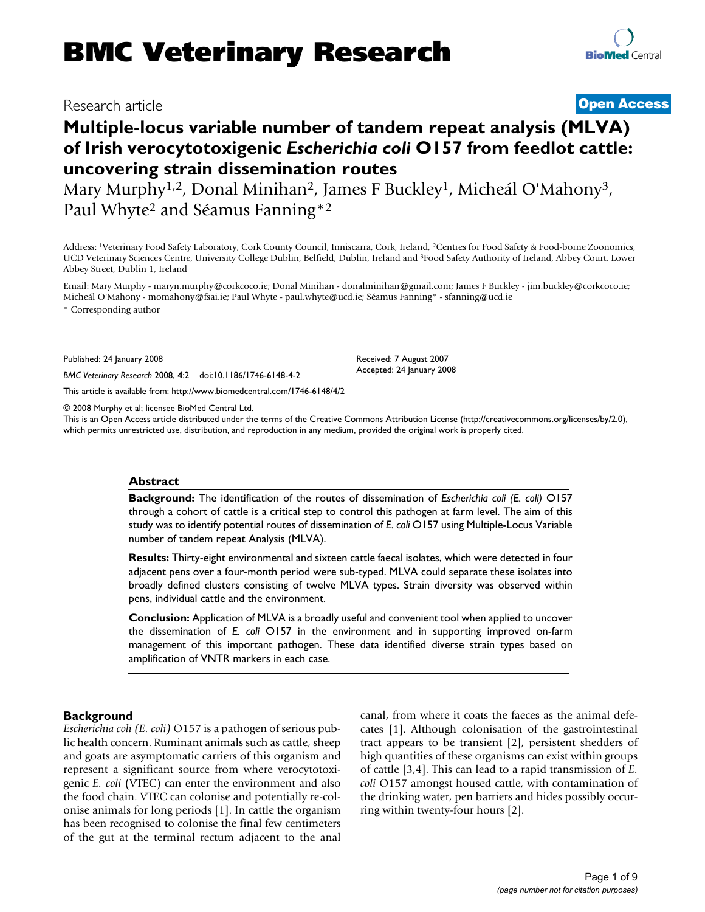# BMC Veterinary Research

Research article **Open Access**

# Multiple-locus variable number of tandem repeat analysis (MLVA) of Irish verocytotoxigenic *Escherichia coli* O157 from feedlot cattle: uncovering strain dissemination routes

Mary Murphy[1,2], Donal Minihan[2], James F Buckley[1], Micheál O'Mahony[3], Paul Whyte[2] and Séamus Fanning*[2]

Address: [1]Veterinary Food Safety Laboratory, Cork County Council, Inniscarra, Cork, Ireland, [2]Centres for Food Safety & Food-borne Zoonomics, UCD Veterinary Sciences Centre, University College Dublin, Belfield, Dublin, Ireland and [3]Food Safety Authority of Ireland, Abbey Court, Lower Abbey Street, Dublin 1, Ireland

Email: Mary Murphy - maryn.murphy@corkcoco.ie; Donal Minihan - donalminihan@gmail.com; James F Buckley - jim.buckley@corkcoco.ie; Micheál O'Mahony - momahony@fsai.ie; Paul Whyte - paul.whyte@ucd.ie; Séamus Fanning* - sfanning@ucd.ie

* Corresponding author

Published: 24 January 2008

*BMC Veterinary Research* 2008, **4**:2 doi:10.1186/1746-6148-4-2

Received: 7 August 2007
Accepted: 24 January 2008

This article is available from: http://www.biomedcentral.com/1746-6148/4/2

© 2008 Murphy et al; licensee BioMed Central Ltd.
This is an Open Access article distributed under the terms of the Creative Commons Attribution License (http://creativecommons.org/licenses/by/2.0), which permits unrestricted use, distribution, and reproduction in any medium, provided the original work is properly cited.

## Abstract

**Background:** The identification of the routes of dissemination of *Escherichia coli (E. coli)* O157 through a cohort of cattle is a critical step to control this pathogen at farm level. The aim of this study was to identify potential routes of dissemination of *E. coli* O157 using Multiple-Locus Variable number of tandem repeat Analysis (MLVA).

**Results:** Thirty-eight environmental and sixteen cattle faecal isolates, which were detected in four adjacent pens over a four-month period were sub-typed. MLVA could separate these isolates into broadly defined clusters consisting of twelve MLVA types. Strain diversity was observed within pens, individual cattle and the environment.

**Conclusion:** Application of MLVA is a broadly useful and convenient tool when applied to uncover the dissemination of *E. coli* O157 in the environment and in supporting improved on-farm management of this important pathogen. These data identified diverse strain types based on amplification of VNTR markers in each case.

## Background

*Escherichia coli (E. coli)* O157 is a pathogen of serious public health concern. Ruminant animals such as cattle, sheep and goats are asymptomatic carriers of this organism and represent a significant source from where verocytotoxigenic *E. coli* (VTEC) can enter the environment and also the food chain. VTEC can colonise and potentially re-colonise animals for long periods [1]. In cattle the organism has been recognised to colonise the final few centimeters of the gut at the terminal rectum adjacent to the anal canal, from where it coats the faeces as the animal defecates [1]. Although colonisation of the gastrointestinal tract appears to be transient [2], persistent shedders of high quantities of these organisms can exist within groups of cattle [3,4]. This can lead to a rapid transmission of *E. coli* O157 amongst housed cattle, with contamination of the drinking water, pen barriers and hides possibly occurring within twenty-four hours [2].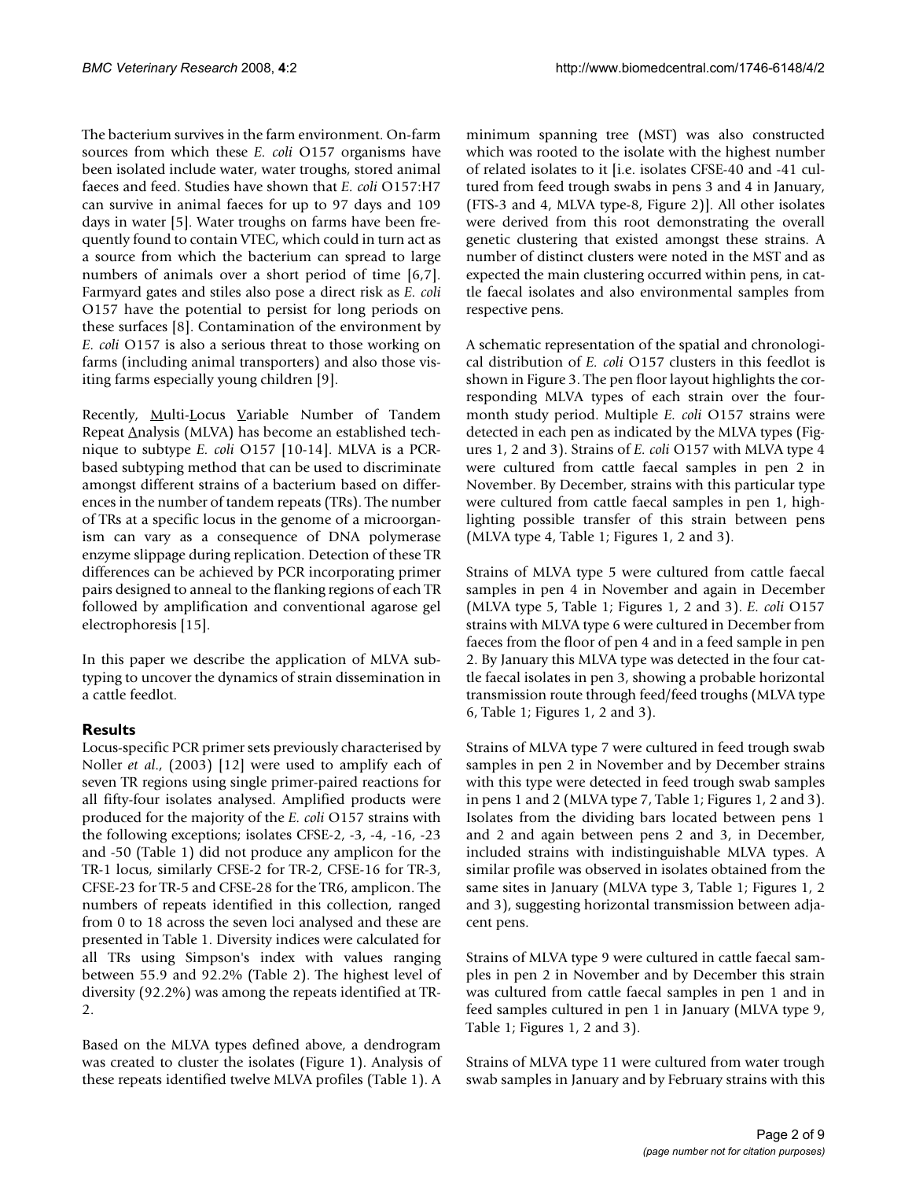The bacterium survives in the farm environment. On-farm sources from which these *E. coli* O157 organisms have been isolated include water, water troughs, stored animal faeces and feed. Studies have shown that *E. coli* O157:H7 can survive in animal faeces for up to 97 days and 109 days in water [5]. Water troughs on farms have been frequently found to contain VTEC, which could in turn act as a source from which the bacterium can spread to large numbers of animals over a short period of time [6,7]. Farmyard gates and stiles also pose a direct risk as *E. coli* O157 have the potential to persist for long periods on these surfaces [8]. Contamination of the environment by *E. coli* O157 is also a serious threat to those working on farms (including animal transporters) and also those visiting farms especially young children [9].

Recently, Multi-Locus Variable Number of Tandem Repeat Analysis (MLVA) has become an established technique to subtype *E. coli* O157 [10-14]. MLVA is a PCR-based subtyping method that can be used to discriminate amongst different strains of a bacterium based on differences in the number of tandem repeats (TRs). The number of TRs at a specific locus in the genome of a microorganism can vary as a consequence of DNA polymerase enzyme slippage during replication. Detection of these TR differences can be achieved by PCR incorporating primer pairs designed to anneal to the flanking regions of each TR followed by amplification and conventional agarose gel electrophoresis [15].

In this paper we describe the application of MLVA subtyping to uncover the dynamics of strain dissemination in a cattle feedlot.

## Results

Locus-specific PCR primer sets previously characterised by Noller *et al*., (2003) [12] were used to amplify each of seven TR regions using single primer-paired reactions for all fifty-four isolates analysed. Amplified products were produced for the majority of the *E. coli* O157 strains with the following exceptions; isolates CFSE-2, -3, -4, -16, -23 and -50 (Table 1) did not produce any amplicon for the TR-1 locus, similarly CFSE-2 for TR-2, CFSE-16 for TR-3, CFSE-23 for TR-5 and CFSE-28 for the TR6, amplicon. The numbers of repeats identified in this collection, ranged from 0 to 18 across the seven loci analysed and these are presented in Table 1. Diversity indices were calculated for all TRs using Simpson's index with values ranging between 55.9 and 92.2% (Table 2). The highest level of diversity (92.2%) was among the repeats identified at TR-2.

Based on the MLVA types defined above, a dendrogram was created to cluster the isolates (Figure 1). Analysis of these repeats identified twelve MLVA profiles (Table 1). A minimum spanning tree (MST) was also constructed which was rooted to the isolate with the highest number of related isolates to it [i.e. isolates CFSE-40 and -41 cultured from feed trough swabs in pens 3 and 4 in January, (FTS-3 and 4, MLVA type-8, Figure 2)]. All other isolates were derived from this root demonstrating the overall genetic clustering that existed amongst these strains. A number of distinct clusters were noted in the MST and as expected the main clustering occurred within pens, in cattle faecal isolates and also environmental samples from respective pens.

A schematic representation of the spatial and chronological distribution of *E. coli* O157 clusters in this feedlot is shown in Figure 3. The pen floor layout highlights the corresponding MLVA types of each strain over the four-month study period. Multiple *E. coli* O157 strains were detected in each pen as indicated by the MLVA types (Figures 1, 2 and 3). Strains of *E. coli* O157 with MLVA type 4 were cultured from cattle faecal samples in pen 2 in November. By December, strains with this particular type were cultured from cattle faecal samples in pen 1, highlighting possible transfer of this strain between pens (MLVA type 4, Table 1; Figures 1, 2 and 3).

Strains of MLVA type 5 were cultured from cattle faecal samples in pen 4 in November and again in December (MLVA type 5, Table 1; Figures 1, 2 and 3). *E. coli* O157 strains with MLVA type 6 were cultured in December from faeces from the floor of pen 4 and in a feed sample in pen 2. By January this MLVA type was detected in the four cattle faecal isolates in pen 3, showing a probable horizontal transmission route through feed/feed troughs (MLVA type 6, Table 1; Figures 1, 2 and 3).

Strains of MLVA type 7 were cultured in feed trough swab samples in pen 2 in November and by December strains with this type were detected in feed trough swab samples in pens 1 and 2 (MLVA type 7, Table 1; Figures 1, 2 and 3). Isolates from the dividing bars located between pens 1 and 2 and again between pens 2 and 3, in December, included strains with indistinguishable MLVA types. A similar profile was observed in isolates obtained from the same sites in January (MLVA type 3, Table 1; Figures 1, 2 and 3), suggesting horizontal transmission between adjacent pens.

Strains of MLVA type 9 were cultured in cattle faecal samples in pen 2 in November and by December this strain was cultured from cattle faecal samples in pen 1 and in feed samples cultured in pen 1 in January (MLVA type 9, Table 1; Figures 1, 2 and 3).

Strains of MLVA type 11 were cultured from water trough swab samples in January and by February strains with this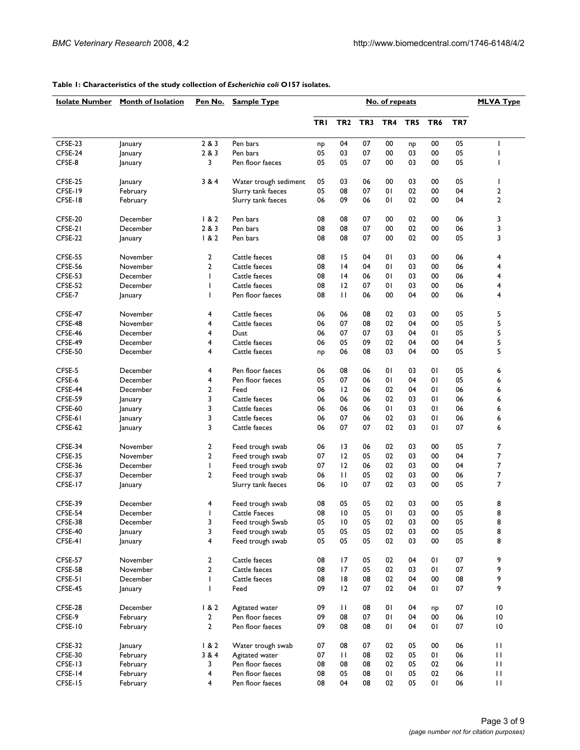**Table 1: Characteristics of the study collection of *Escherichia coli* O157 isolates.**

| Isolate Number | Month of Isolation | Pen No. | Sample Type | No. of repeats | | | | | | | MLVA Type |
|---|---|---|---|---|---|---|---|---|---|---|---|
| | | | | TR1 | TR2 | TR3 | TR4 | TR5 | TR6 | TR7 | |
| CFSE-23 | January | 2 & 3 | Pen bars | np | 04 | 07 | 00 | np | 00 | 05 | 1 |
| CFSE-24 | January | 2 & 3 | Pen bars | 05 | 03 | 07 | 00 | 03 | 00 | 05 | 1 |
| CFSE-8 | January | 3 | Pen floor faeces | 05 | 05 | 07 | 00 | 03 | 00 | 05 | 1 |
| CFSE-25 | January | 3 & 4 | Water trough sediment | 05 | 03 | 06 | 00 | 03 | 00 | 05 | 1 |
| CFSE-19 | February | | Slurry tank faeces | 05 | 08 | 07 | 01 | 02 | 00 | 04 | 2 |
| CFSE-18 | February | | Slurry tank faeces | 06 | 09 | 06 | 01 | 02 | 00 | 04 | 2 |
| CFSE-20 | December | 1 & 2 | Pen bars | 08 | 08 | 07 | 00 | 02 | 00 | 06 | 3 |
| CFSE-21 | December | 2 & 3 | Pen bars | 08 | 08 | 07 | 00 | 02 | 00 | 06 | 3 |
| CFSE-22 | January | 1 & 2 | Pen bars | 08 | 08 | 07 | 00 | 02 | 00 | 05 | 3 |
| CFSE-55 | November | 2 | Cattle faeces | 08 | 15 | 04 | 01 | 03 | 00 | 06 | 4 |
| CFSE-56 | November | 2 | Cattle faeces | 08 | 14 | 04 | 01 | 03 | 00 | 06 | 4 |
| CFSE-53 | December | 1 | Cattle faeces | 08 | 14 | 06 | 01 | 03 | 00 | 06 | 4 |
| CFSE-52 | December | 1 | Cattle faeces | 08 | 12 | 07 | 01 | 03 | 00 | 06 | 4 |
| CFSE-7 | January | 1 | Pen floor faeces | 08 | 11 | 06 | 00 | 04 | 00 | 06 | 4 |
| CFSE-47 | November | 4 | Cattle faeces | 06 | 06 | 08 | 02 | 03 | 00 | 05 | 5 |
| CFSE-48 | November | 4 | Cattle faeces | 06 | 07 | 08 | 02 | 04 | 00 | 05 | 5 |
| CFSE-46 | December | 4 | Dust | 06 | 07 | 07 | 03 | 04 | 01 | 05 | 5 |
| CFSE-49 | December | 4 | Cattle faeces | 06 | 05 | 09 | 02 | 04 | 00 | 04 | 5 |
| CFSE-50 | December | 4 | Cattle faeces | np | 06 | 08 | 03 | 04 | 00 | 05 | 5 |
| CFSE-5 | December | 4 | Pen floor faeces | 06 | 08 | 06 | 01 | 03 | 01 | 05 | 6 |
| CFSE-6 | December | 4 | Pen floor faeces | 05 | 07 | 06 | 01 | 04 | 01 | 05 | 6 |
| CFSE-44 | December | 2 | Feed | 06 | 12 | 06 | 02 | 04 | 01 | 06 | 6 |
| CFSE-59 | January | 3 | Cattle faeces | 06 | 06 | 06 | 02 | 03 | 01 | 06 | 6 |
| CFSE-60 | January | 3 | Cattle faeces | 06 | 06 | 06 | 01 | 03 | 01 | 06 | 6 |
| CFSE-61 | January | 3 | Cattle faeces | 06 | 07 | 06 | 02 | 03 | 01 | 06 | 6 |
| CFSE-62 | January | 3 | Cattle faeces | 06 | 07 | 07 | 02 | 03 | 01 | 07 | 6 |
| CFSE-34 | November | 2 | Feed trough swab | 06 | 13 | 06 | 02 | 03 | 00 | 05 | 7 |
| CFSE-35 | November | 2 | Feed trough swab | 07 | 12 | 05 | 02 | 03 | 00 | 04 | 7 |
| CFSE-36 | December | 1 | Feed trough swab | 07 | 12 | 06 | 02 | 03 | 00 | 04 | 7 |
| CFSE-37 | December | 2 | Feed trough swab | 06 | 11 | 05 | 02 | 03 | 00 | 06 | 7 |
| CFSE-17 | January | | Slurry tank faeces | 06 | 10 | 07 | 02 | 03 | 00 | 05 | 7 |
| CFSE-39 | December | 4 | Feed trough swab | 08 | 05 | 05 | 02 | 03 | 00 | 05 | 8 |
| CFSE-54 | December | 1 | Cattle Faeces | 08 | 10 | 05 | 01 | 03 | 00 | 05 | 8 |
| CFSE-38 | December | 3 | Feed trough Swab | 05 | 10 | 05 | 02 | 03 | 00 | 05 | 8 |
| CFSE-40 | January | 3 | Feed trough swab | 05 | 05 | 05 | 02 | 03 | 00 | 05 | 8 |
| CFSE-41 | January | 4 | Feed trough swab | 05 | 05 | 05 | 02 | 03 | 00 | 05 | 8 |
| CFSE-57 | November | 2 | Cattle faeces | 08 | 17 | 05 | 02 | 04 | 01 | 07 | 9 |
| CFSE-58 | November | 2 | Cattle faeces | 08 | 17 | 05 | 02 | 03 | 01 | 07 | 9 |
| CFSE-51 | December | 1 | Cattle faeces | 08 | 18 | 08 | 02 | 04 | 00 | 08 | 9 |
| CFSE-45 | January | 1 | Feed | 09 | 12 | 07 | 02 | 04 | 01 | 07 | 9 |
| CFSE-28 | December | 1 & 2 | Agitated water | 09 | 11 | 08 | 01 | 04 | np | 07 | 10 |
| CFSE-9 | February | 2 | Pen floor faeces | 09 | 08 | 07 | 01 | 04 | 00 | 06 | 10 |
| CFSE-10 | February | 2 | Pen floor faeces | 09 | 08 | 08 | 01 | 04 | 01 | 07 | 10 |
| CFSE-32 | January | 1 & 2 | Water trough swab | 07 | 08 | 07 | 02 | 05 | 00 | 06 | 11 |
| CFSE-30 | February | 3 & 4 | Agitated water | 07 | 11 | 08 | 02 | 05 | 01 | 06 | 11 |
| CFSE-13 | February | 3 | Pen floor faeces | 08 | 08 | 08 | 02 | 05 | 02 | 06 | 11 |
| CFSE-14 | February | 4 | Pen floor faeces | 08 | 05 | 08 | 01 | 05 | 02 | 06 | 11 |
| CFSE-15 | February | 4 | Pen floor faeces | 08 | 04 | 08 | 02 | 05 | 01 | 06 | 11 |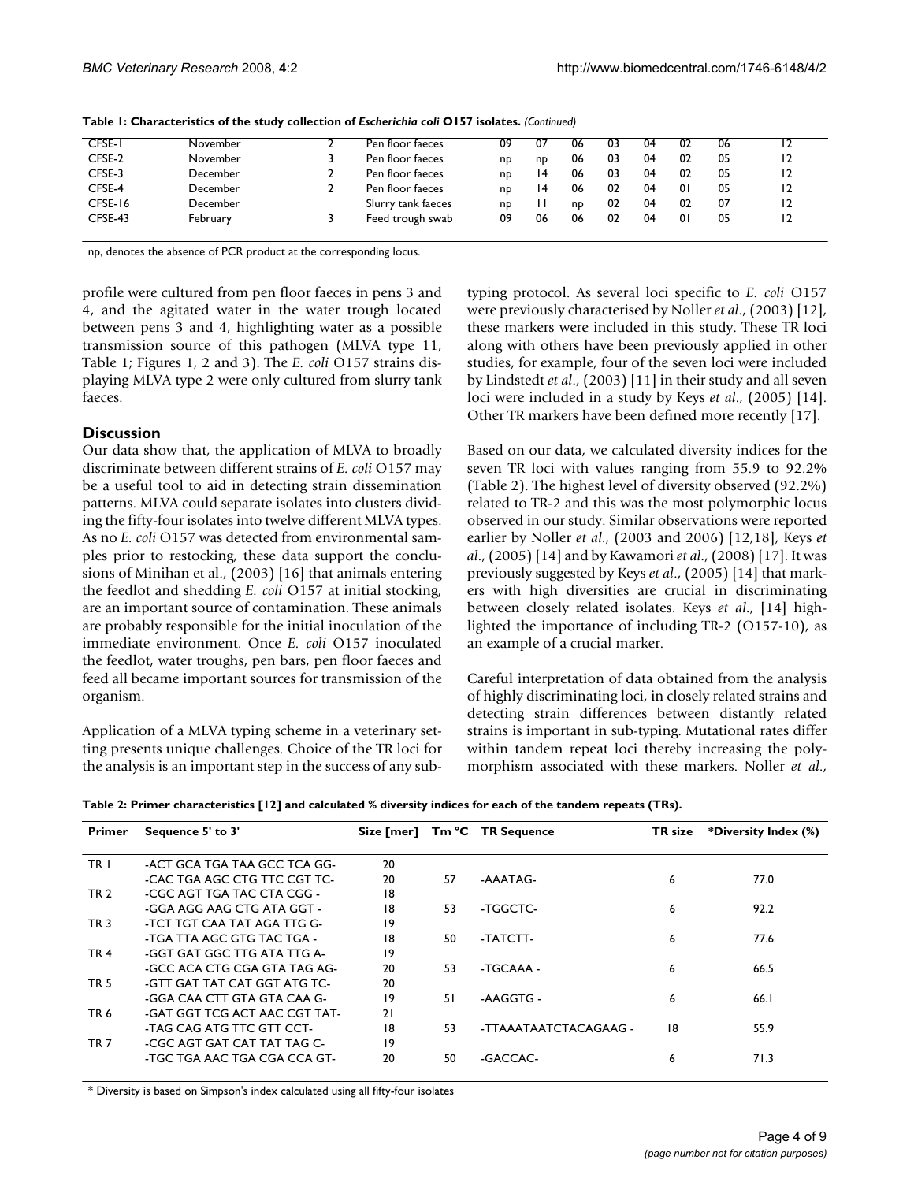**Table 1: Characteristics of the study collection of *Escherichia coli* O157 isolates.** *(Continued)*

| | | | | | | | | | | | |
|---|---|---|---|---|---|---|---|---|---|---|---|
| CFSE-1 | November | 2 | Pen floor faeces | 09 | 07 | 06 | 03 | 04 | 02 | 06 | 12 |
| CFSE-2 | November | 3 | Pen floor faeces | np | np | 06 | 03 | 04 | 02 | 05 | 12 |
| CFSE-3 | December | 2 | Pen floor faeces | np | 14 | 06 | 03 | 04 | 02 | 05 | 12 |
| CFSE-4 | December | 2 | Pen floor faeces | np | 14 | 06 | 02 | 04 | 01 | 05 | 12 |
| CFSE-16 | December | | Slurry tank faeces | np | 11 | np | 02 | 04 | 02 | 07 | 12 |
| CFSE-43 | February | 3 | Feed trough swab | 09 | 06 | 06 | 02 | 04 | 01 | 05 | 12 |

np, denotes the absence of PCR product at the corresponding locus.

profile were cultured from pen floor faeces in pens 3 and 4, and the agitated water in the water trough located between pens 3 and 4, highlighting water as a possible transmission source of this pathogen (MLVA type 11, Table 1; Figures 1, 2 and 3). The *E. coli* O157 strains displaying MLVA type 2 were only cultured from slurry tank faeces.

## Discussion

Our data show that, the application of MLVA to broadly discriminate between different strains of *E. coli* O157 may be a useful tool to aid in detecting strain dissemination patterns. MLVA could separate isolates into clusters dividing the fifty-four isolates into twelve different MLVA types. As no *E. coli* O157 was detected from environmental samples prior to restocking, these data support the conclusions of Minihan et al., (2003) [16] that animals entering the feedlot and shedding *E. coli* O157 at initial stocking, are an important source of contamination. These animals are probably responsible for the initial inoculation of the immediate environment. Once *E. coli* O157 inoculated the feedlot, water troughs, pen bars, pen floor faeces and feed all became important sources for transmission of the organism.

Application of a MLVA typing scheme in a veterinary setting presents unique challenges. Choice of the TR loci for the analysis is an important step in the success of any sub-typing protocol. As several loci specific to *E. coli* O157 were previously characterised by Noller *et al*., (2003) [12], these markers were included in this study. These TR loci along with others have been previously applied in other studies, for example, four of the seven loci were included by Lindstedt *et al*., (2003) [11] in their study and all seven loci were included in a study by Keys *et al*., (2005) [14]. Other TR markers have been defined more recently [17].

Based on our data, we calculated diversity indices for the seven TR loci with values ranging from 55.9 to 92.2% (Table 2). The highest level of diversity observed (92.2%) related to TR-2 and this was the most polymorphic locus observed in our study. Similar observations were reported earlier by Noller *et al*., (2003 and 2006) [12,18], Keys *et al*., (2005) [14] and by Kawamori *et al*., (2008) [17]. It was previously suggested by Keys *et al*., (2005) [14] that markers with high diversities are crucial in discriminating between closely related isolates. Keys *et al*., [14] highlighted the importance of including TR-2 (O157-10), as an example of a crucial marker.

Careful interpretation of data obtained from the analysis of highly discriminating loci, in closely related strains and detecting strain differences between distantly related strains is important in sub-typing. Mutational rates differ within tandem repeat loci thereby increasing the polymorphism associated with these markers. Noller *et al*.,

**Table 2: Primer characteristics [12] and calculated % diversity indices for each of the tandem repeats (TRs).**

| Primer | Sequence 5' to 3' | Size [mer] | Tm °C | TR Sequence | TR size | *Diversity Index (%) |
|---|---|---|---|---|---|---|
| TR 1 | -ACT GCA TGA TAA GCC TCA GG- | 20 | | | | |
| | -CAC TGA AGC CTG TTC CGT TC- | 20 | 57 | -AAATAG- | 6 | 77.0 |
| TR 2 | -CGC AGT TGA TAC CTA CGG - | 18 | | | | |
| | -GGA AGG AAG CTG ATA GGT - | 18 | 53 | -TGGCTC- | 6 | 92.2 |
| TR 3 | -TCT TGT CAA TAT AGA TTG G- | 19 | | | | |
| | -TGA TTA AGC GTG TAC TGA - | 18 | 50 | -TATCTT- | 6 | 77.6 |
| TR 4 | -GGT GAT GGC TTG ATA TTG A- | 19 | | | | |
| | -GCC ACA CTG CGA GTA TAG AG- | 20 | 53 | -TGCAAA - | 6 | 66.5 |
| TR 5 | -GTT GAT TAT CAT GGT ATG TC- | 20 | | | | |
| | -GGA CAA CTT GTA GTA CAA G- | 19 | 51 | -AAGGTG - | 6 | 66.1 |
| TR 6 | -GAT GGT TCG ACT AAC CGT TAT- | 21 | | | | |
| | -TAG CAG ATG TTC GTT CCT- | 18 | 53 | -TTAAATAATCTACAGAAG - | 18 | 55.9 |
| TR 7 | -CGC AGT GAT CAT TAT TAG C- | 19 | | | | |
| | -TGC TGA AAC TGA CGA CCA GT- | 20 | 50 | -GACCAC- | 6 | 71.3 |

* Diversity is based on Simpson's index calculated using all fifty-four isolates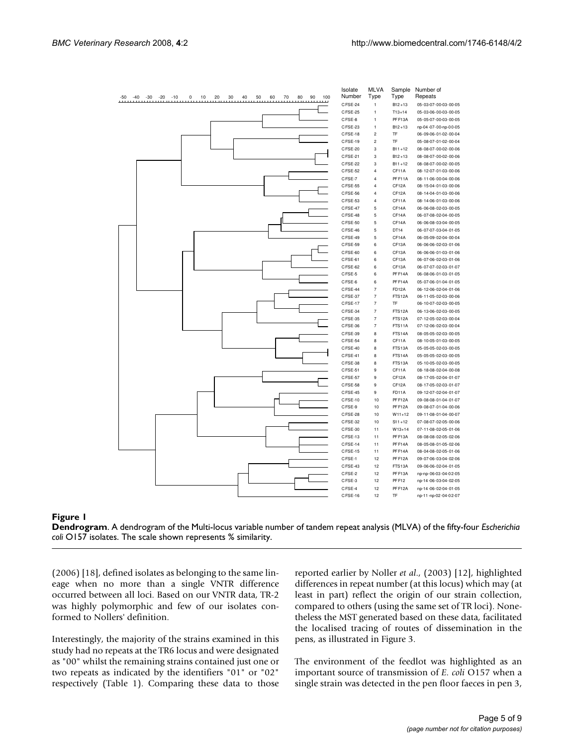| Isolate Number | MLVA Type | Sample Type | Number of Repeats |
|---|---|---|---|
| CFSE-24 | 1 | B12+13 | 05-03-07-00-03-00-05 |
| CFSE-25 | 1 | T13+14 | 05-03-06-00-03-00-05 |
| CFSE-8 | 1 | PFF13A | 05-05-07-00-03-00-05 |
| CFSE-23 | 1 | B12+13 | np-04-07-00-np-00-05 |
| CFSE-18 | 2 | TF | 06-09-06-01-02-00-04 |
| CFSE-19 | 2 | TF | 05-08-07-01-02-00-04 |
| CFSE-20 | 3 | B11+12 | 08-08-07-00-02-00-06 |
| CFSE-21 | 3 | B12+13 | 08-08-07-00-02-00-06 |
| CFSE-22 | 3 | B11+12 | 08-08-07-00-02-00-05 |
| CFSE-52 | 4 | CF11A | 08-12-07-01-03-00-06 |
| CFSE-7 | 4 | PFF11A | 08-11-06-00-04-00-06 |
| CFSE-55 | 4 | CF12A | 08-15-04-01-03-00-06 |
| CFSE-56 | 4 | CF12A | 08-14-04-01-03-00-06 |
| CFSE-53 | 4 | CF11A | 08-14-06-01-03-00-06 |
| CFSE-47 | 5 | CF14A | 06-06-08-02-03-00-05 |
| CFSE-48 | 5 | CF14A | 06-07-08-02-04-00-05 |
| CFSE-50 | 5 | CF14A | 06-06-08-03-04-00-05 |
| CFSE-46 | 5 | DT14 | 06-07-07-03-04-01-05 |
| CFSE-49 | 5 | CF14A | 06-05-09-02-04-00-04 |
| CFSE-59 | 6 | CF13A | 06-06-06-02-03-01-06 |
| CFSE-60 | 6 | CF13A | 06-06-06-01-03-01-06 |
| CFSE-61 | 6 | CF13A | 06-07-06-02-03-01-06 |
| CFSE-62 | 6 | CF13A | 06-07-07-02-03-01-07 |
| CFSE-5 | 6 | PFF14A | 06-08-06-01-03-01-05 |
| CFSE-6 | 6 | PFF14A | 05-07-06-01-04-01-05 |
| CFSE-44 | 7 | FD12A | 06-12-06-02-04-01-06 |
| CFSE-37 | 7 | FTS12A | 06-11-05-02-03-00-06 |
| CFSE-17 | 7 | TF | 06-10-07-02-03-00-05 |
| CFSE-34 | 7 | FTS12A | 06-13-06-02-03-00-05 |
| CFSE-35 | 7 | FTS12A | 07-12-05-02-03-00-04 |
| CFSE-36 | 7 | FTS11A | 07-12-06-02-03-00-04 |
| CFSE-39 | 8 | FTS14A | 08-05-05-02-03-00-05 |
| CFSE-54 | 8 | CF11A | 08-10-05-01-03-00-05 |
| CFSE-40 | 8 | FTS13A | 05-05-05-02-03-00-05 |
| CFSE-41 | 8 | FTS14A | 05-05-05-02-03-00-05 |
| CFSE-38 | 8 | FTS13A | 05-10-05-02-03-00-05 |
| CFSE-51 | 9 | CF11A | 08-18-08-02-04-00-08 |
| CFSE-57 | 9 | CF12A | 08-17-05-02-04-01-07 |
| CFSE-58 | 9 | CF12A | 08-17-05-02-03-01-07 |
| CFSE-45 | 9 | FD11A | 09-12-07-02-04-01-07 |
| CFSE-10 | 10 | PFF12A | 09-08-08-01-04-01-07 |
| CFSE-9 | 10 | PFF12A | 09-08-07-01-04-00-06 |
| CFSE-28 | 10 | W11+12 | 09-11-08-01-04-00-07 |
| CFSE-32 | 10 | S11+12 | 07-08-07-02-05-00-06 |
| CFSE-30 | 11 | W13+14 | 07-11-08-02-05-01-06 |
| CFSE-13 | 11 | PFF13A | 08-08-08-02-05-02-06 |
| CFSE-14 | 11 | PFF14A | 08-05-08-01-05-02-06 |
| CFSE-15 | 11 | PFF14A | 08-04-08-02-05-01-06 |
| CFSE-1 | 12 | PFF12A | 09-07-06-03-04-02-06 |
| CFSE-43 | 12 | FTS13A | 09-06-06-02-04-01-05 |
| CFSE-2 | 12 | PFF13A | np-np-06-03-04-02-05 |
| CFSE-3 | 12 | PFF12 | np-14-06-03-04-02-05 |
| CFSE-4 | 12 | PFF12A | np-14-06-02-04-01-05 |
| CFSE-16 | 12 | TF | np-11-np-02-04-02-07 |

**Figure 1**

**Dendrogram**. A dendrogram of the Multi-locus variable number of tandem repeat analysis (MLVA) of the fifty-four *Escherichia coli* O157 isolates. The scale shown represents % similarity.

(2006) [18], defined isolates as belonging to the same lineage when no more than a single VNTR difference occurred between all loci. Based on our VNTR data, TR-2 was highly polymorphic and few of our isolates conformed to Nollers' definition.

Interestingly, the majority of the strains examined in this study had no repeats at the TR6 locus and were designated as "00" whilst the remaining strains contained just one or two repeats as indicated by the identifiers "01" or "02" respectively (Table 1). Comparing these data to those reported earlier by Noller *et al*., (2003) [12], highlighted differences in repeat number (at this locus) which may (at least in part) reflect the origin of our strain collection, compared to others (using the same set of TR loci). Nonetheless the MST generated based on these data, facilitated the localised tracing of routes of dissemination in the pens, as illustrated in Figure 3.

The environment of the feedlot was highlighted as an important source of transmission of *E. coli* O157 when a single strain was detected in the pen floor faeces in pen 3,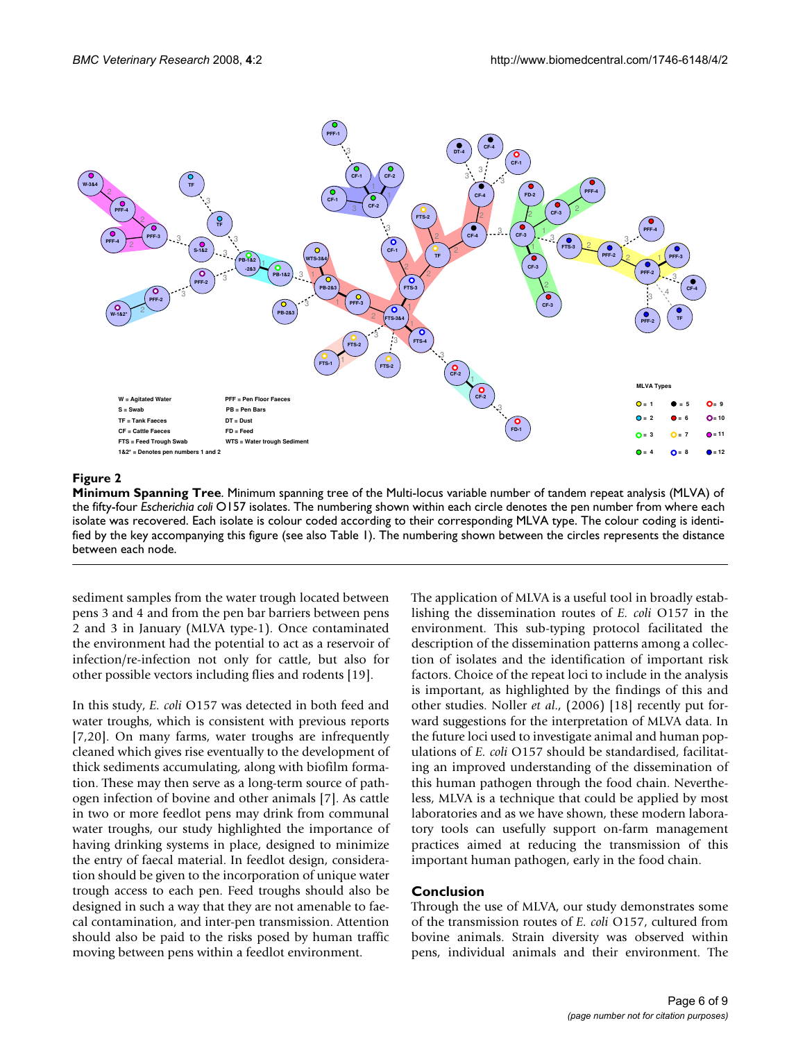**Figure 2**

**Minimum Spanning Tree**. Minimum spanning tree of the Multi-locus variable number of tandem repeat analysis (MLVA) of the fifty-four *Escherichia coli* O157 isolates. The numbering shown within each circle denotes the pen number from where each isolate was recovered. Each isolate is colour coded according to their corresponding MLVA type. The colour coding is identified by the key accompanying this figure (see also Table 1). The numbering shown between the circles represents the distance between each node.

sediment samples from the water trough located between pens 3 and 4 and from the pen bar barriers between pens 2 and 3 in January (MLVA type-1). Once contaminated the environment had the potential to act as a reservoir of infection/re-infection not only for cattle, but also for other possible vectors including flies and rodents [19].

In this study, *E. coli* O157 was detected in both feed and water troughs, which is consistent with previous reports [7,20]. On many farms, water troughs are infrequently cleaned which gives rise eventually to the development of thick sediments accumulating, along with biofilm formation. These may then serve as a long-term source of pathogen infection of bovine and other animals [7]. As cattle in two or more feedlot pens may drink from communal water troughs, our study highlighted the importance of having drinking systems in place, designed to minimize the entry of faecal material. In feedlot design, consideration should be given to the incorporation of unique water trough access to each pen. Feed troughs should also be designed in such a way that they are not amenable to faecal contamination, and inter-pen transmission. Attention should also be paid to the risks posed by human traffic moving between pens within a feedlot environment.

The application of MLVA is a useful tool in broadly establishing the dissemination routes of *E. coli* O157 in the environment. This sub-typing protocol facilitated the description of the dissemination patterns among a collection of isolates and the identification of important risk factors. Choice of the repeat loci to include in the analysis is important, as highlighted by the findings of this and other studies. Noller *et al*., (2006) [18] recently put forward suggestions for the interpretation of MLVA data. In the future loci used to investigate animal and human populations of *E. coli* O157 should be standardised, facilitating an improved understanding of the dissemination of this human pathogen through the food chain. Nevertheless, MLVA is a technique that could be applied by most laboratories and as we have shown, these modern laboratory tools can usefully support on-farm management practices aimed at reducing the transmission of this important human pathogen, early in the food chain.

## Conclusion

Through the use of MLVA, our study demonstrates some of the transmission routes of *E. coli* O157, cultured from bovine animals. Strain diversity was observed within pens, individual animals and their environment. The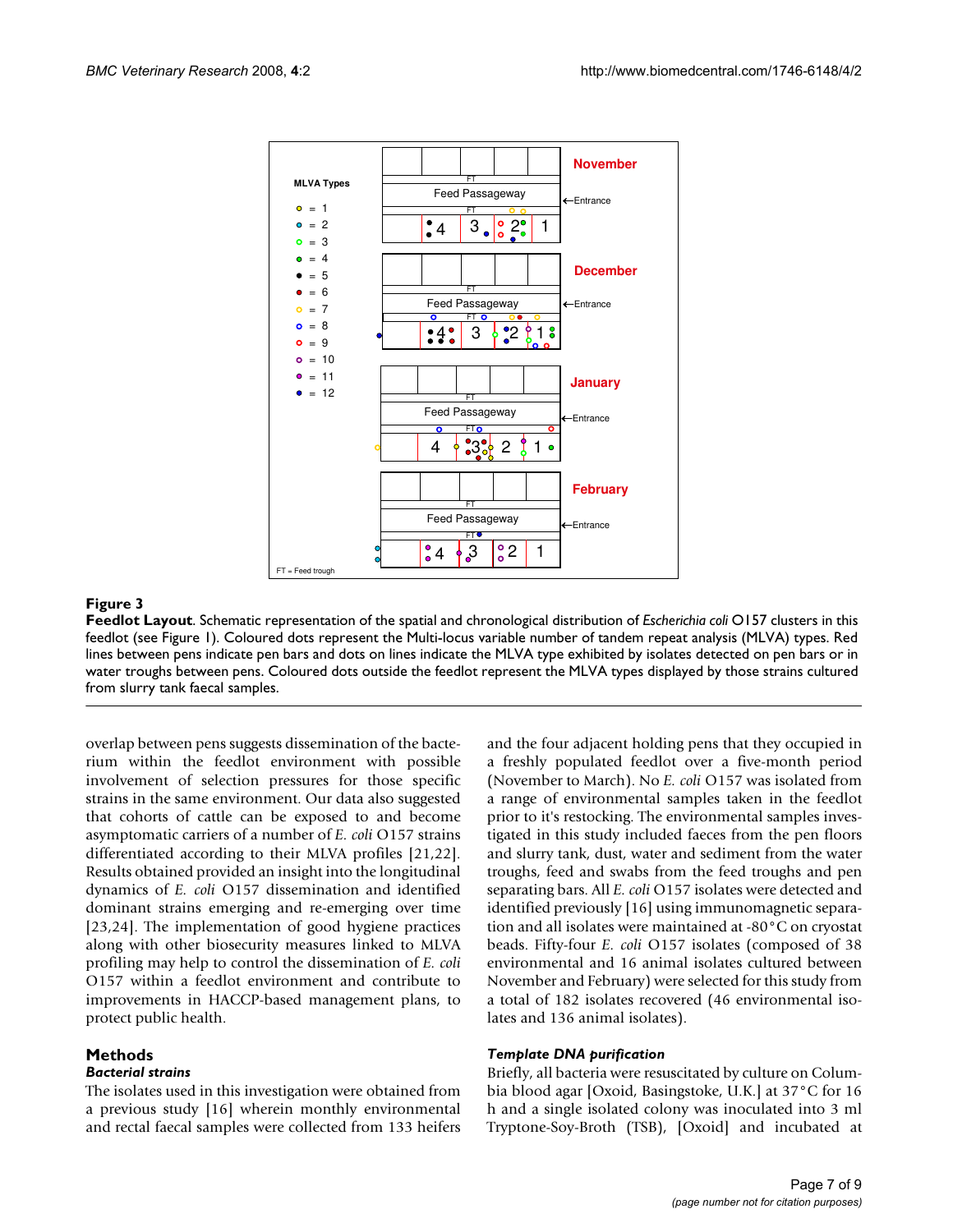**Figure 3**

**Feedlot Layout**. Schematic representation of the spatial and chronological distribution of *Escherichia coli* O157 clusters in this feedlot (see Figure 1). Coloured dots represent the Multi-locus variable number of tandem repeat analysis (MLVA) types. Red lines between pens indicate pen bars and dots on lines indicate the MLVA type exhibited by isolates detected on pen bars or in water troughs between pens. Coloured dots outside the feedlot represent the MLVA types displayed by those strains cultured from slurry tank faecal samples.

overlap between pens suggests dissemination of the bacterium within the feedlot environment with possible involvement of selection pressures for those specific strains in the same environment. Our data also suggested that cohorts of cattle can be exposed to and become asymptomatic carriers of a number of *E. coli* O157 strains differentiated according to their MLVA profiles [21,22]. Results obtained provided an insight into the longitudinal dynamics of *E. coli* O157 dissemination and identified dominant strains emerging and re-emerging over time [23,24]. The implementation of good hygiene practices along with other biosecurity measures linked to MLVA profiling may help to control the dissemination of *E. coli* O157 within a feedlot environment and contribute to improvements in HACCP-based management plans, to protect public health.

## Methods

### *Bacterial strains*

The isolates used in this investigation were obtained from a previous study [16] wherein monthly environmental and rectal faecal samples were collected from 133 heifers and the four adjacent holding pens that they occupied in a freshly populated feedlot over a five-month period (November to March). No *E. coli* O157 was isolated from a range of environmental samples taken in the feedlot prior to it's restocking. The environmental samples investigated in this study included faeces from the pen floors and slurry tank, dust, water and sediment from the water troughs, feed and swabs from the feed troughs and pen separating bars. All *E. coli* O157 isolates were detected and identified previously [16] using immunomagnetic separation and all isolates were maintained at -80°C on cryostat beads. Fifty-four *E. coli* O157 isolates (composed of 38 environmental and 16 animal isolates cultured between November and February) were selected for this study from a total of 182 isolates recovered (46 environmental isolates and 136 animal isolates).

### *Template DNA purification*

Briefly, all bacteria were resuscitated by culture on Columbia blood agar [Oxoid, Basingstoke, U.K.] at 37°C for 16 h and a single isolated colony was inoculated into 3 ml Tryptone-Soy-Broth (TSB), [Oxoid] and incubated at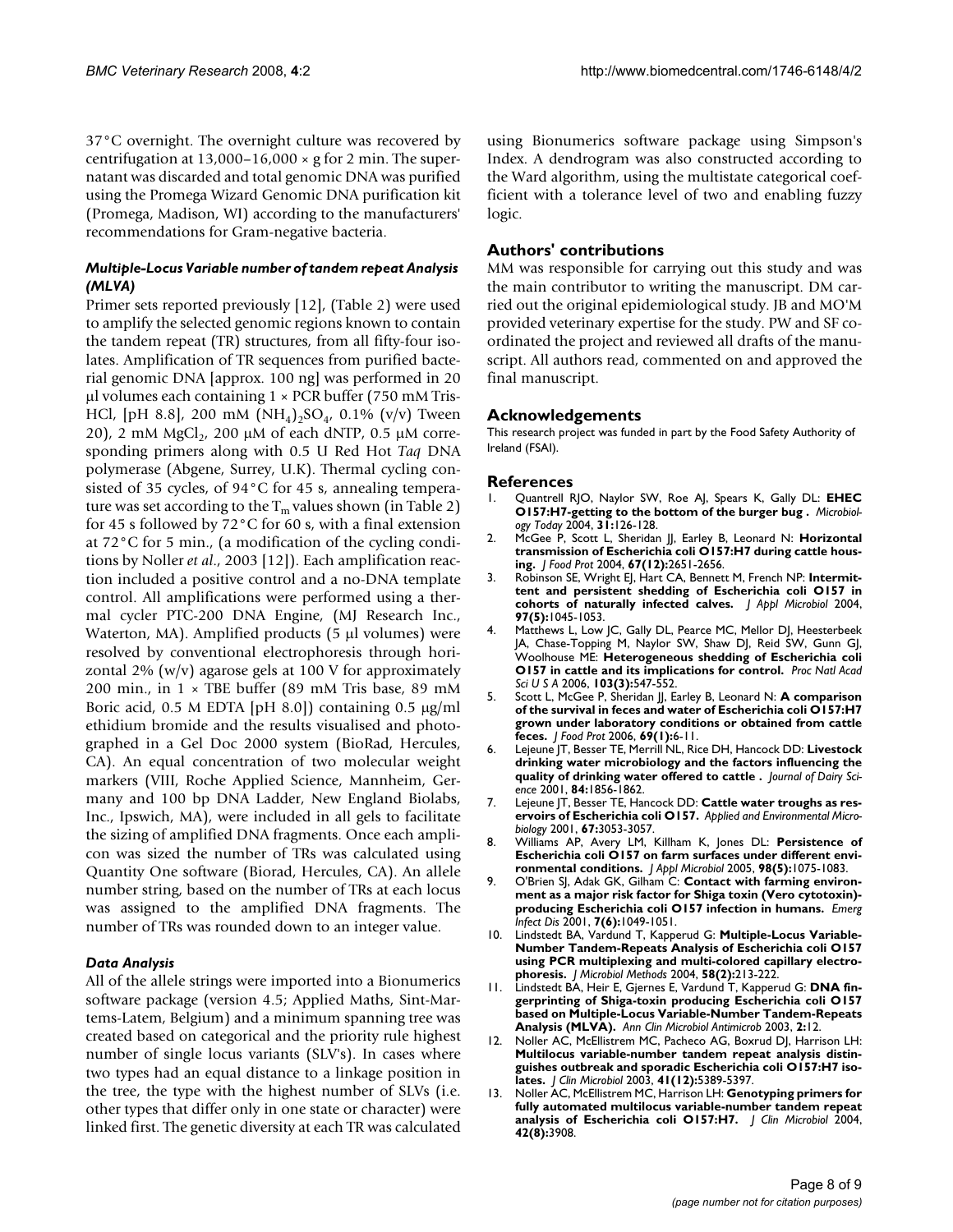37°C overnight. The overnight culture was recovered by centrifugation at 13,000–16,000 × g for 2 min. The supernatant was discarded and total genomic DNA was purified using the Promega Wizard Genomic DNA purification kit (Promega, Madison, WI) according to the manufacturers' recommendations for Gram-negative bacteria.

### *Multiple-Locus Variable number of tandem repeat Analysis (MLVA)*

Primer sets reported previously [12], (Table 2) were used to amplify the selected genomic regions known to contain the tandem repeat (TR) structures, from all fifty-four isolates. Amplification of TR sequences from purified bacterial genomic DNA [approx. 100 ng] was performed in 20 µl volumes each containing 1 × PCR buffer (750 mM Tris-HCl, [pH 8.8], 200 mM $(NH_4)_2SO_4$, 0.1% (v/v) Tween 20), 2 mM $MgCl_2$, 200 µM of each dNTP, 0.5 µM corresponding primers along with 0.5 U Red Hot *Taq* DNA polymerase (Abgene, Surrey, U.K). Thermal cycling consisted of 35 cycles, of 94°C for 45 s, annealing temperature was set according to the $T_m$ values shown (in Table 2) for 45 s followed by 72°C for 60 s, with a final extension at 72°C for 5 min., (a modification of the cycling conditions by Noller *et al*., 2003 [12]). Each amplification reaction included a positive control and a no-DNA template control. All amplifications were performed using a thermal cycler PTC-200 DNA Engine, (MJ Research Inc., Waterton, MA). Amplified products (5 µl volumes) were resolved by conventional electrophoresis through horizontal 2% (w/v) agarose gels at 100 V for approximately 200 min., in 1 × TBE buffer (89 mM Tris base, 89 mM Boric acid, 0.5 M EDTA [pH 8.0]) containing 0.5 µg/ml ethidium bromide and the results visualised and photographed in a Gel Doc 2000 system (BioRad, Hercules, CA). An equal concentration of two molecular weight markers (VIII, Roche Applied Science, Mannheim, Germany and 100 bp DNA Ladder, New England Biolabs, Inc., Ipswich, MA), were included in all gels to facilitate the sizing of amplified DNA fragments. Once each amplicon was sized the number of TRs was calculated using Quantity One software (Biorad, Hercules, CA). An allele number string, based on the number of TRs at each locus was assigned to the amplified DNA fragments. The number of TRs was rounded down to an integer value.

### *Data Analysis*

All of the allele strings were imported into a Bionumerics software package (version 4.5; Applied Maths, Sint-Martems-Latem, Belgium) and a minimum spanning tree was created based on categorical and the priority rule highest number of single locus variants (SLV's). In cases where two types had an equal distance to a linkage position in the tree, the type with the highest number of SLVs (i.e. other types that differ only in one state or character) were linked first. The genetic diversity at each TR was calculated using Bionumerics software package using Simpson's Index. A dendrogram was also constructed according to the Ward algorithm, using the multistate categorical coefficient with a tolerance level of two and enabling fuzzy logic.

## Authors' contributions

MM was responsible for carrying out this study and was the main contributor to writing the manuscript. DM carried out the original epidemiological study. JB and MO'M provided veterinary expertise for the study. PW and SF coordinated the project and reviewed all drafts of the manuscript. All authors read, commented on and approved the final manuscript.

## Acknowledgements

This research project was funded in part by the Food Safety Authority of Ireland (FSAI).

## References

1. Quantrell RJO, Naylor SW, Roe AJ, Spears K, Gally DL: **EHEC O157:H7-getting to the bottom of the burger bug .** *Microbiology Today* 2004, **31:**126-128.
2. McGee P, Scott L, Sheridan JJ, Earley B, Leonard N: **Horizontal transmission of Escherichia coli O157:H7 during cattle housing.** *J Food Prot* 2004, **67(12):**2651-2656.
3. Robinson SE, Wright EJ, Hart CA, Bennett M, French NP: **Intermittent and persistent shedding of Escherichia coli O157 in cohorts of naturally infected calves.** *J Appl Microbiol* 2004, **97(5):**1045-1053.
4. Matthews L, Low JC, Gally DL, Pearce MC, Mellor DJ, Heesterbeek JA, Chase-Topping M, Naylor SW, Shaw DJ, Reid SW, Gunn GJ, Woolhouse ME: **Heterogeneous shedding of Escherichia coli O157 in cattle and its implications for control.** *Proc Natl Acad Sci U S A* 2006, **103(3):**547-552.
5. Scott L, McGee P, Sheridan JJ, Earley B, Leonard N: **A comparison of the survival in feces and water of Escherichia coli O157:H7 grown under laboratory conditions or obtained from cattle feces.** *J Food Prot* 2006, **69(1):**6-11.
6. Lejeune JT, Besser TE, Merrill NL, Rice DH, Hancock DD: **Livestock drinking water microbiology and the factors influencing the quality of drinking water offered to cattle .** *Journal of Dairy Science* 2001, **84:**1856-1862.
7. Lejeune JT, Besser TE, Hancock DD: **Cattle water troughs as reservoirs of Escherichia coli O157.** *Applied and Environmental Microbiology* 2001, **67:**3053-3057.
8. Williams AP, Avery LM, Killham K, Jones DL: **Persistence of Escherichia coli O157 on farm surfaces under different environmental conditions.** *J Appl Microbiol* 2005, **98(5):**1075-1083.
9. O'Brien SJ, Adak GK, Gilham C: **Contact with farming environment as a major risk factor for Shiga toxin (Vero cytotoxin)-producing Escherichia coli O157 infection in humans.** *Emerg Infect Dis* 2001, **7(6):**1049-1051.
10. Lindstedt BA, Vardund T, Kapperud G: **Multiple-Locus Variable-Number Tandem-Repeats Analysis of Escherichia coli O157 using PCR multiplexing and multi-colored capillary electrophoresis.** *J Microbiol Methods* 2004, **58(2):**213-222.
11. Lindstedt BA, Heir E, Gjernes E, Vardund T, Kapperud G: **DNA fingerprinting of Shiga-toxin producing Escherichia coli O157 based on Multiple-Locus Variable-Number Tandem-Repeats Analysis (MLVA).** *Ann Clin Microbiol Antimicrob* 2003, **2:**12.
12. Noller AC, McEllistrem MC, Pacheco AG, Boxrud DJ, Harrison LH: **Multilocus variable-number tandem repeat analysis distinguishes outbreak and sporadic Escherichia coli O157:H7 isolates.** *J Clin Microbiol* 2003, **41(12):**5389-5397.
13. Noller AC, McEllistrem MC, Harrison LH: **Genotyping primers for fully automated multilocus variable-number tandem repeat analysis of Escherichia coli O157:H7.** *J Clin Microbiol* 2004, **42(8):**3908.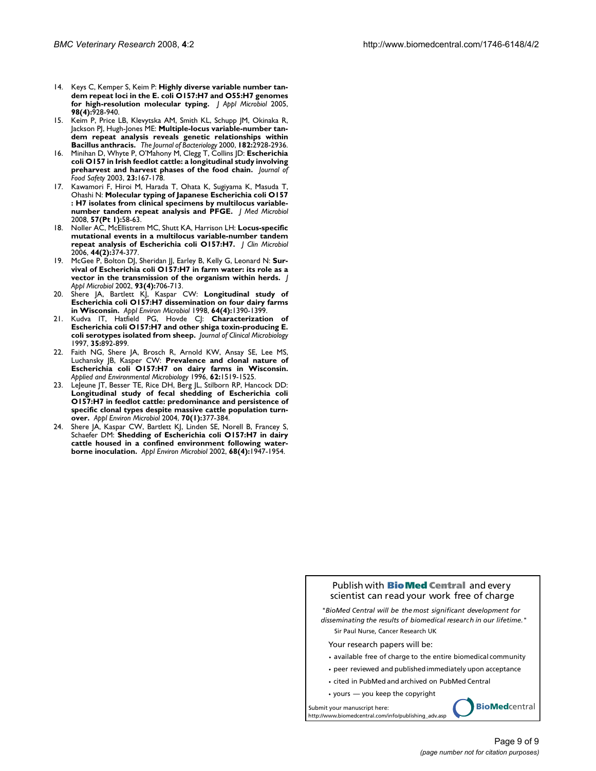14. Keys C, Kemper S, Keim P: **Highly diverse variable number tandem repeat loci in the E. coli O157:H7 and O55:H7 genomes for high-resolution molecular typing.** *J Appl Microbiol* 2005, **98(4):**928-940.
15. Keim P, Price LB, Klevytska AM, Smith KL, Schupp JM, Okinaka R, Jackson PJ, Hugh-Jones ME: **Multiple-locus variable-number tandem repeat analysis reveals genetic relationships within Bacillus anthracis.** *The Journal of Bacteriology* 2000, **182:**2928-2936.
16. Minihan D, Whyte P, O'Mahony M, Clegg T, Collins JD: **Escherichia coli O157 in Irish feedlot cattle: a longitudinal study involving preharvest and harvest phases of the food chain.** *Journal of Food Safety* 2003, **23:**167-178.
17. Kawamori F, Hiroi M, Harada T, Ohata K, Sugiyama K, Masuda T, Ohashi N: **Molecular typing of Japanese Escherichia coli O157 : H7 isolates from clinical specimens by multilocus variable-number tandem repeat analysis and PFGE.** *J Med Microbiol* 2008, **57(Pt 1):**58-63.
18. Noller AC, McEllistrem MC, Shutt KA, Harrison LH: **Locus-specific mutational events in a multilocus variable-number tandem repeat analysis of Escherichia coli O157:H7.** *J Clin Microbiol* 2006, **44(2):**374-377.
19. McGee P, Bolton DJ, Sheridan JJ, Earley B, Kelly G, Leonard N: **Survival of Escherichia coli O157:H7 in farm water: its role as a vector in the transmission of the organism within herds.** *J Appl Microbiol* 2002, **93(4):**706-713.
20. Shere JA, Bartlett KJ, Kaspar CW: **Longitudinal study of Escherichia coli O157:H7 dissemination on four dairy farms in Wisconsin.** *Appl Environ Microbiol* 1998, **64(4):**1390-1399.
21. Kudva IT, Hatfield PG, Hovde CJ: **Characterization of Escherichia coli O157:H7 and other shiga toxin-producing E. coli serotypes isolated from sheep.** *Journal of Clinical Microbiology* 1997, **35:**892-899.
22. Faith NG, Shere JA, Brosch R, Arnold KW, Ansay SE, Lee MS, Luchansky JB, Kasper CW: **Prevalence and clonal nature of Escherichia coli O157:H7 on dairy farms in Wisconsin.** *Applied and Environmental Microbiology* 1996, **62:**1519-1525.
23. LeJeune JT, Besser TE, Rice DH, Berg JL, Stilborn RP, Hancock DD: **Longitudinal study of fecal shedding of Escherichia coli O157:H7 in feedlot cattle: predominance and persistence of specific clonal types despite massive cattle population turnover.** *Appl Environ Microbiol* 2004, **70(1):**377-384.
24. Shere JA, Kaspar CW, Bartlett KJ, Linden SE, Norell B, Francey S, Schaefer DM: **Shedding of Escherichia coli O157:H7 in dairy cattle housed in a confined environment following waterborne inoculation.** *Appl Environ Microbiol* 2002, **68(4):**1947-1954.

Publish with **BioMed Central** and every scientist can read your work free of charge

*"BioMed Central will be the most significant development for disseminating the results of biomedical research in our lifetime."*

Sir Paul Nurse, Cancer Research UK

Your research papers will be:

- available free of charge to the entire biomedical community
- peer reviewed and published immediately upon acceptance
- cited in PubMed and archived on PubMed Central
- yours — you keep the copyright

Submit your manuscript here:
http://www.biomedcentral.com/info/publishing_adv.asp

**BioMed**central